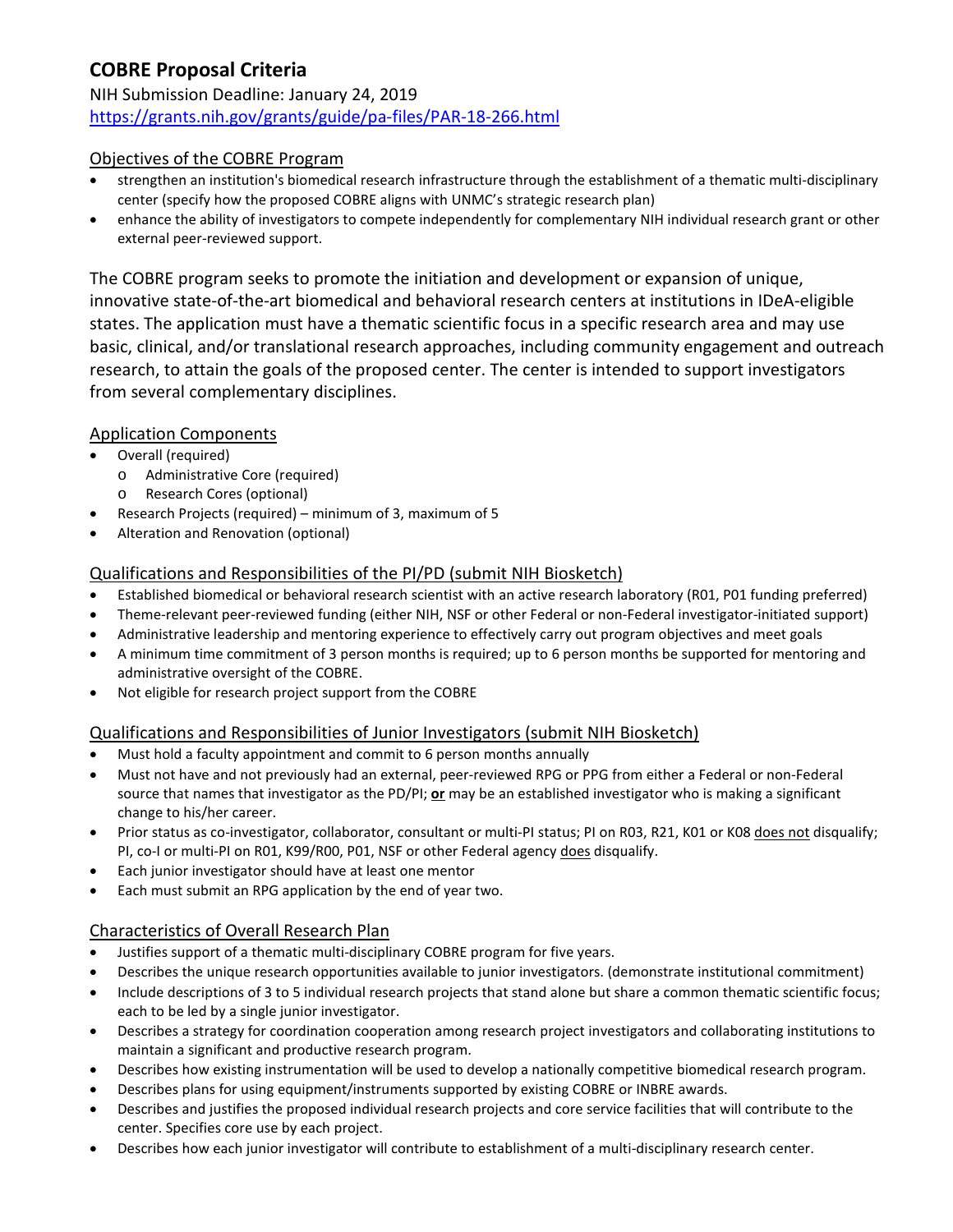# COBRE Proposal Criteria

NIH Submission Deadline: January 24, 2019
https://grants.nih.gov/grants/guide/pa-files/PAR-18-266.html

## Objectives of the COBRE Program

- strengthen an institution's biomedical research infrastructure through the establishment of a thematic multi-disciplinary center (specify how the proposed COBRE aligns with UNMC's strategic research plan)
- enhance the ability of investigators to compete independently for complementary NIH individual research grant or other external peer-reviewed support.

The COBRE program seeks to promote the initiation and development or expansion of unique, innovative state-of-the-art biomedical and behavioral research centers at institutions in IDeA-eligible states. The application must have a thematic scientific focus in a specific research area and may use basic, clinical, and/or translational research approaches, including community engagement and outreach research, to attain the goals of the proposed center. The center is intended to support investigators from several complementary disciplines.

## Application Components

- Overall (required)
  - Administrative Core (required)
  - Research Cores (optional)
- Research Projects (required) – minimum of 3, maximum of 5
- Alteration and Renovation (optional)

## Qualifications and Responsibilities of the PI/PD (submit NIH Biosketch)

- Established biomedical or behavioral research scientist with an active research laboratory (R01, P01 funding preferred)
- Theme-relevant peer-reviewed funding (either NIH, NSF or other Federal or non-Federal investigator-initiated support)
- Administrative leadership and mentoring experience to effectively carry out program objectives and meet goals
- A minimum time commitment of 3 person months is required; up to 6 person months be supported for mentoring and administrative oversight of the COBRE.
- Not eligible for research project support from the COBRE

## Qualifications and Responsibilities of Junior Investigators (submit NIH Biosketch)

- Must hold a faculty appointment and commit to 6 person months annually
- Must not have and not previously had an external, peer-reviewed RPG or PPG from either a Federal or non-Federal source that names that investigator as the PD/PI; **or** may be an established investigator who is making a significant change to his/her career.
- Prior status as co-investigator, collaborator, consultant or multi-PI status; PI on R03, R21, K01 or K08 does not disqualify; PI, co-I or multi-PI on R01, K99/R00, P01, NSF or other Federal agency does disqualify.
- Each junior investigator should have at least one mentor
- Each must submit an RPG application by the end of year two.

## Characteristics of Overall Research Plan

- Justifies support of a thematic multi-disciplinary COBRE program for five years.
- Describes the unique research opportunities available to junior investigators. (demonstrate institutional commitment)
- Include descriptions of 3 to 5 individual research projects that stand alone but share a common thematic scientific focus; each to be led by a single junior investigator.
- Describes a strategy for coordination cooperation among research project investigators and collaborating institutions to maintain a significant and productive research program.
- Describes how existing instrumentation will be used to develop a nationally competitive biomedical research program.
- Describes plans for using equipment/instruments supported by existing COBRE or INBRE awards.
- Describes and justifies the proposed individual research projects and core service facilities that will contribute to the center. Specifies core use by each project.
- Describes how each junior investigator will contribute to establishment of a multi-disciplinary research center.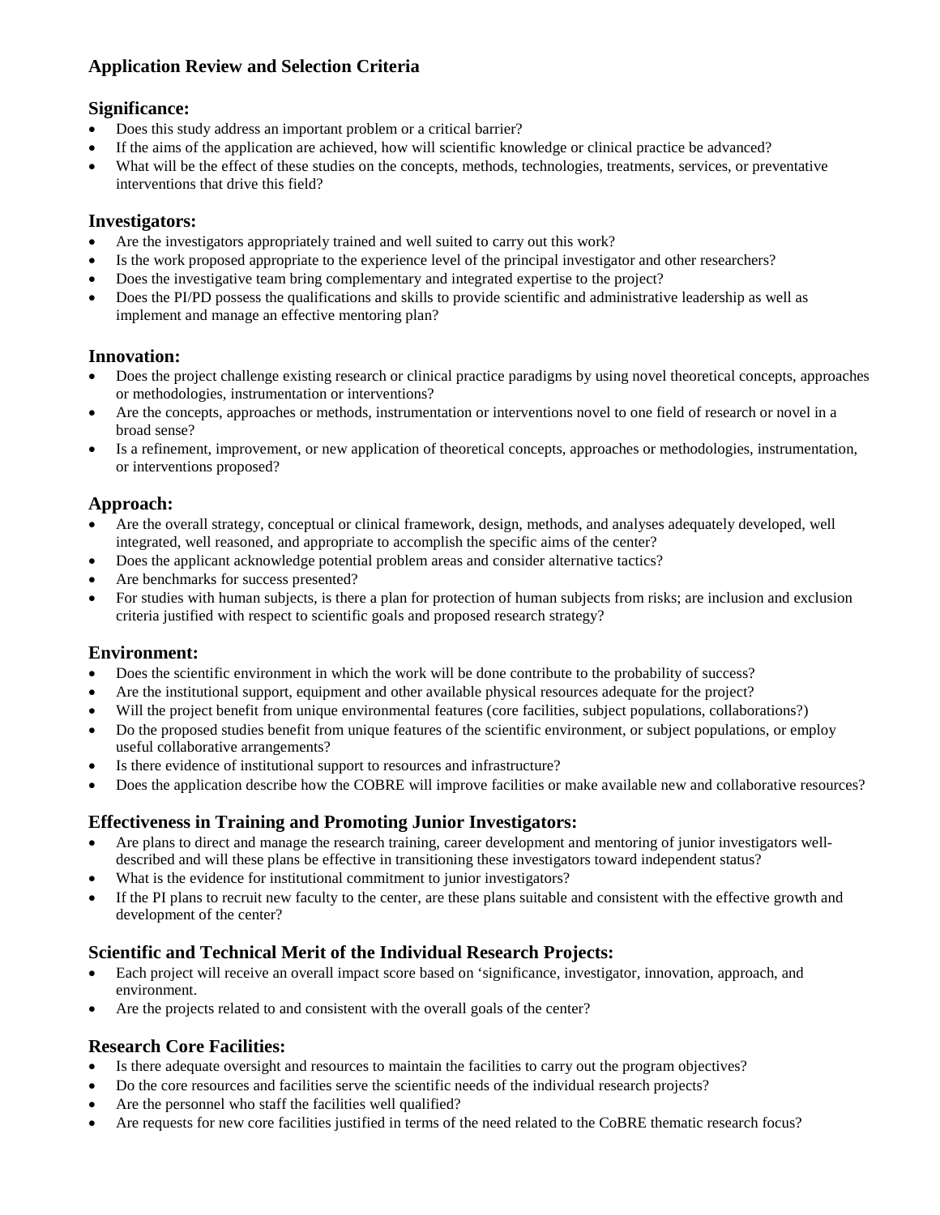# Application Review and Selection Criteria

## Significance:

- Does this study address an important problem or a critical barrier?
- If the aims of the application are achieved, how will scientific knowledge or clinical practice be advanced?
- What will be the effect of these studies on the concepts, methods, technologies, treatments, services, or preventative interventions that drive this field?

## Investigators:

- Are the investigators appropriately trained and well suited to carry out this work?
- Is the work proposed appropriate to the experience level of the principal investigator and other researchers?
- Does the investigative team bring complementary and integrated expertise to the project?
- Does the PI/PD possess the qualifications and skills to provide scientific and administrative leadership as well as implement and manage an effective mentoring plan?

## Innovation:

- Does the project challenge existing research or clinical practice paradigms by using novel theoretical concepts, approaches or methodologies, instrumentation or interventions?
- Are the concepts, approaches or methods, instrumentation or interventions novel to one field of research or novel in a broad sense?
- Is a refinement, improvement, or new application of theoretical concepts, approaches or methodologies, instrumentation, or interventions proposed?

## Approach:

- Are the overall strategy, conceptual or clinical framework, design, methods, and analyses adequately developed, well integrated, well reasoned, and appropriate to accomplish the specific aims of the center?
- Does the applicant acknowledge potential problem areas and consider alternative tactics?
- Are benchmarks for success presented?
- For studies with human subjects, is there a plan for protection of human subjects from risks; are inclusion and exclusion criteria justified with respect to scientific goals and proposed research strategy?

## Environment:

- Does the scientific environment in which the work will be done contribute to the probability of success?
- Are the institutional support, equipment and other available physical resources adequate for the project?
- Will the project benefit from unique environmental features (core facilities, subject populations, collaborations?)
- Do the proposed studies benefit from unique features of the scientific environment, or subject populations, or employ useful collaborative arrangements?
- Is there evidence of institutional support to resources and infrastructure?
- Does the application describe how the COBRE will improve facilities or make available new and collaborative resources?

## Effectiveness in Training and Promoting Junior Investigators:

- Are plans to direct and manage the research training, career development and mentoring of junior investigators well-described and will these plans be effective in transitioning these investigators toward independent status?
- What is the evidence for institutional commitment to junior investigators?
- If the PI plans to recruit new faculty to the center, are these plans suitable and consistent with the effective growth and development of the center?

## Scientific and Technical Merit of the Individual Research Projects:

- Each project will receive an overall impact score based on 'significance, investigator, innovation, approach, and environment.
- Are the projects related to and consistent with the overall goals of the center?

## Research Core Facilities:

- Is there adequate oversight and resources to maintain the facilities to carry out the program objectives?
- Do the core resources and facilities serve the scientific needs of the individual research projects?
- Are the personnel who staff the facilities well qualified?
- Are requests for new core facilities justified in terms of the need related to the CoBRE thematic research focus?